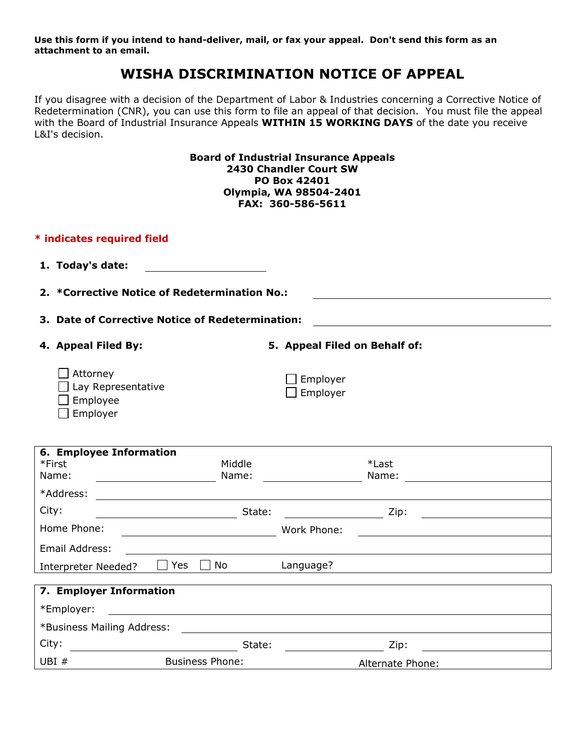**Use this form if you intend to hand-deliver, mail, or fax your appeal. Don't send this form as an attachment to an email.**

# WISHA DISCRIMINATION NOTICE OF APPEAL

If you disagree with a decision of the Department of Labor & Industries concerning a Corrective Notice of Redetermination (CNR), you can use this form to file an appeal of that decision. You must file the appeal with the Board of Industrial Insurance Appeals **WITHIN 15 WORKING DAYS** of the date you receive L&I's decision.

**Board of Industrial Insurance Appeals**
**2430 Chandler Court SW**
**PO Box 42401**
**Olympia, WA 98504-2401**
**FAX: 360-586-5611**

**\* indicates required field**

1. **Today's date:** ____________________

2. **\*Corrective Notice of Redetermination No.:** ____________________

3. **Date of Corrective Notice of Redetermination:** ____________________

4. **Appeal Filed By:**
   - ☐ Attorney
   - ☐ Lay Representative
   - ☐ Employee
   - ☐ Employer

5. **Appeal Filed on Behalf of:**
   - ☐ Employer
   - ☐ Employer

**6. Employee Information**

| | | | | | |
|---|---|---|---|---|---|
| *First Name: | | Middle Name: | | *Last Name: | |
| *Address: | | | | | |
| City: | | State: | | Zip: | |
| Home Phone: | | Work Phone: | | | |
| Email Address: | | | | | |
| Interpreter Needed? ☐ Yes ☐ No | | Language? | | | |

**7. Employer Information**

| | | | | | |
|---|---|---|---|---|---|
| *Employer: | | | | | |
| *Business Mailing Address: | | | | | |
| City: | | State: | | Zip: | |
| UBI # | | Business Phone: | | Alternate Phone: | |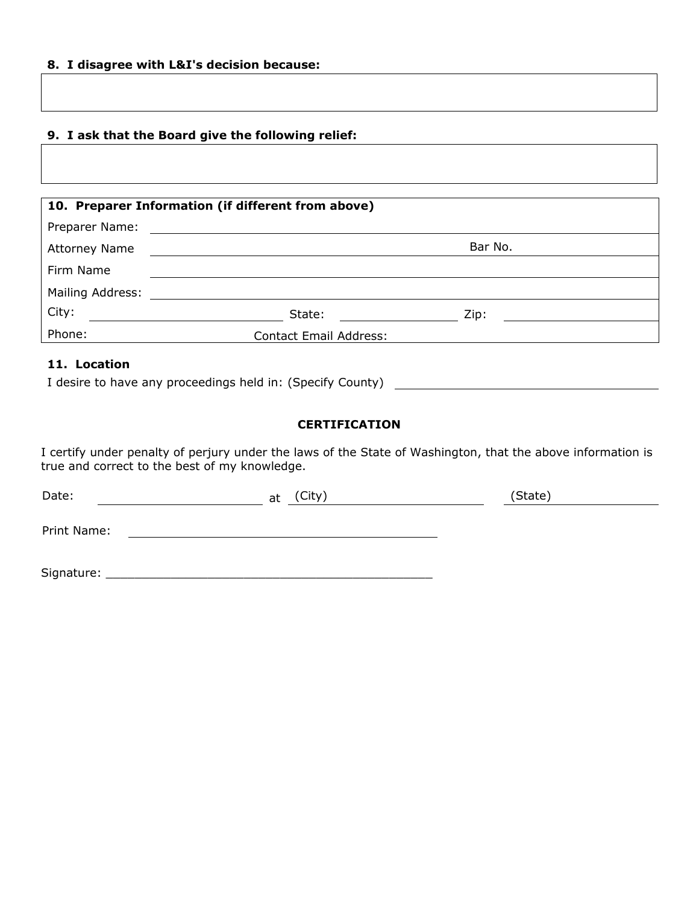**8. I disagree with L&I's decision because:**

**9. I ask that the Board give the following relief:**

**10. Preparer Information (if different from above)**

Preparer Name: ______________________________

Attorney Name ______________________________ Bar No.

Firm Name ______________________________

Mailing Address: ______________________________

City: ______________ State: ______________ Zip: ______________

Phone: Contact Email Address:

**11. Location**

I desire to have any proceedings held in: (Specify County) ______________________________

**CERTIFICATION**

I certify under penalty of perjury under the laws of the State of Washington, that the above information is true and correct to the best of my knowledge.

Date: ______________ at (City) ______________ (State) ______________

Print Name: ______________________________

Signature: _______________________________________________